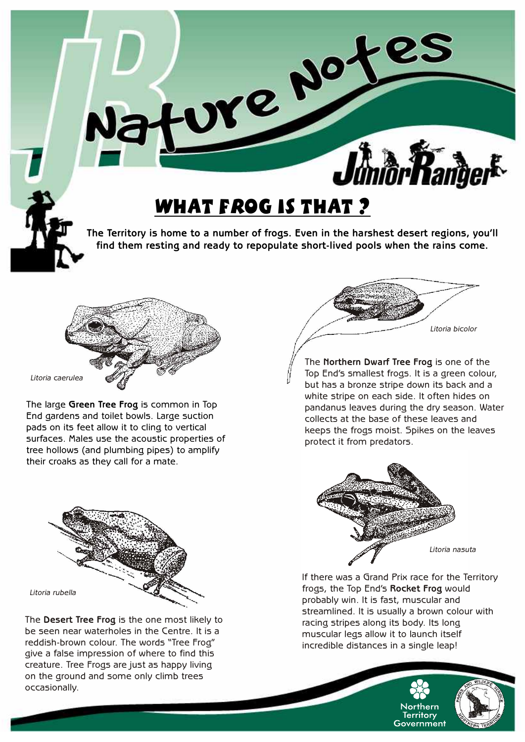# Nature Notes

Junior Ranger

## WHAT FROG IS THAT ?

**The Territory is home to a number of frogs. Even in the harshest desert regions, you'll find them resting and ready to repopulate short-lived pools when the rains come.**

*Litoria caerulea*

The large **Green Tree Frog** is common in Top End gardens and toilet bowls. Large suction pads on its feet allow it to cling to vertical surfaces. Males use the acoustic properties of tree hollows (and plumbing pipes) to amplify their croaks as they call for a mate.

*Litoria rubella*

The **Desert Tree Frog** is the one most likely to be seen near waterholes in the Centre. It is a reddish-brown colour. The words "Tree Frog" give a false impression of where to find this creature. Tree Frogs are just as happy living on the ground and some only climb trees occasionally.

*Litoria bicolor*

The **Northern Dwarf Tree Frog** is one of the Top End's smallest frogs. It is a green colour, but has a bronze stripe down its back and a white stripe on each side. It often hides on pandanus leaves during the dry season. Water collects at the base of these leaves and keeps the frogs moist. Spikes on the leaves protect it from predators.

*Litoria nasuta*

If there was a Grand Prix race for the Territory frogs, the Top End's **Rocket Frog** would probably win. It is fast, muscular and streamlined. It is usually a brown colour with racing stripes along its body. Its long muscular legs allow it to launch itself incredible distances in a single leap!

Northern Territory Government

Parks and Wildlife Service Northern Territory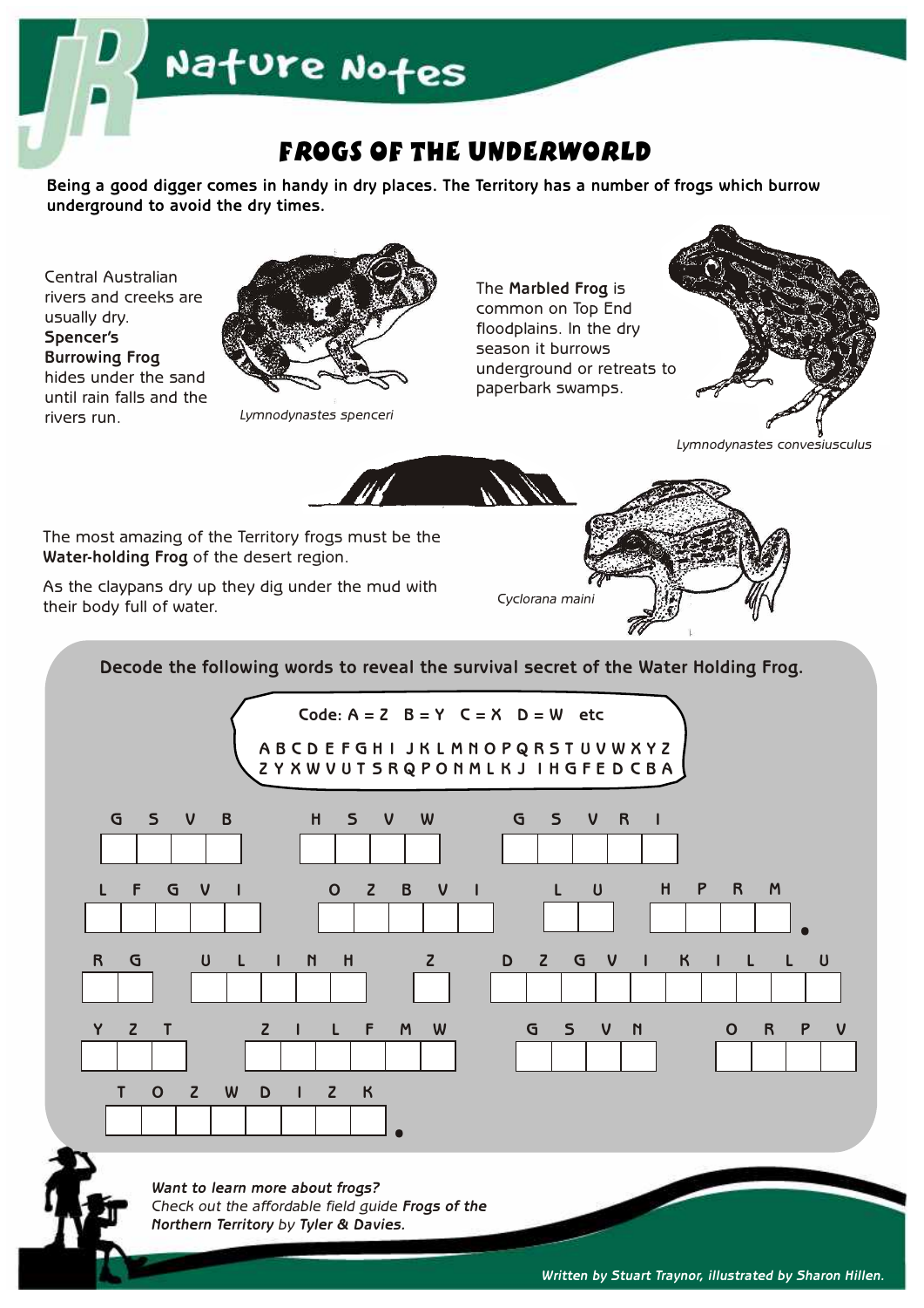# Nature Notes

## FROGS OF THE UNDERWORLD

**Being a good digger comes in handy in dry places. The Territory has a number of frogs which burrow underground to avoid the dry times.**

Central Australian rivers and creeks are usually dry. **Spencer's Burrowing Frog** hides under the sand until rain falls and the rivers run.

*Lymnodynastes spenceri*

The **Marbled Frog** is common on Top End floodplains. In the dry season it burrows underground or retreats to paperbark swamps.

*Lymnodynastes convesiusculus*

The most amazing of the Territory frogs must be the **Water-holding Frog** of the desert region.

As the claypans dry up they dig under the mud with their body full of water.

*Cyclorana maini*

**Decode the following words to reveal the survival secret of the Water Holding Frog.**

Code: A = Z B = Y C = X D = W etc

```
A B C D E F G H I J K L M N O P Q R S T U V W X Y Z
Z Y X W V U T S R Q P O N M L K J I H G F E D C B A
```

G S V B &nbsp;&nbsp; H S V W &nbsp;&nbsp; G S V R I

L F G V I &nbsp;&nbsp; O Z B V I &nbsp;&nbsp; L U &nbsp;&nbsp; H P R M.

R G &nbsp;&nbsp; U L I N H &nbsp;&nbsp; Z &nbsp;&nbsp; D Z G V I K I L L U

Y Z T &nbsp;&nbsp; Z I L F M W &nbsp;&nbsp; G S V N &nbsp;&nbsp; O R P V

T O Z W D I Z K.

*Want to learn more about frogs?*
*Check out the affordable field guide **Frogs of the Northern Territory** by **Tyler & Davies**.*

*Written by Stuart Traynor, illustrated by Sharon Hillen.*